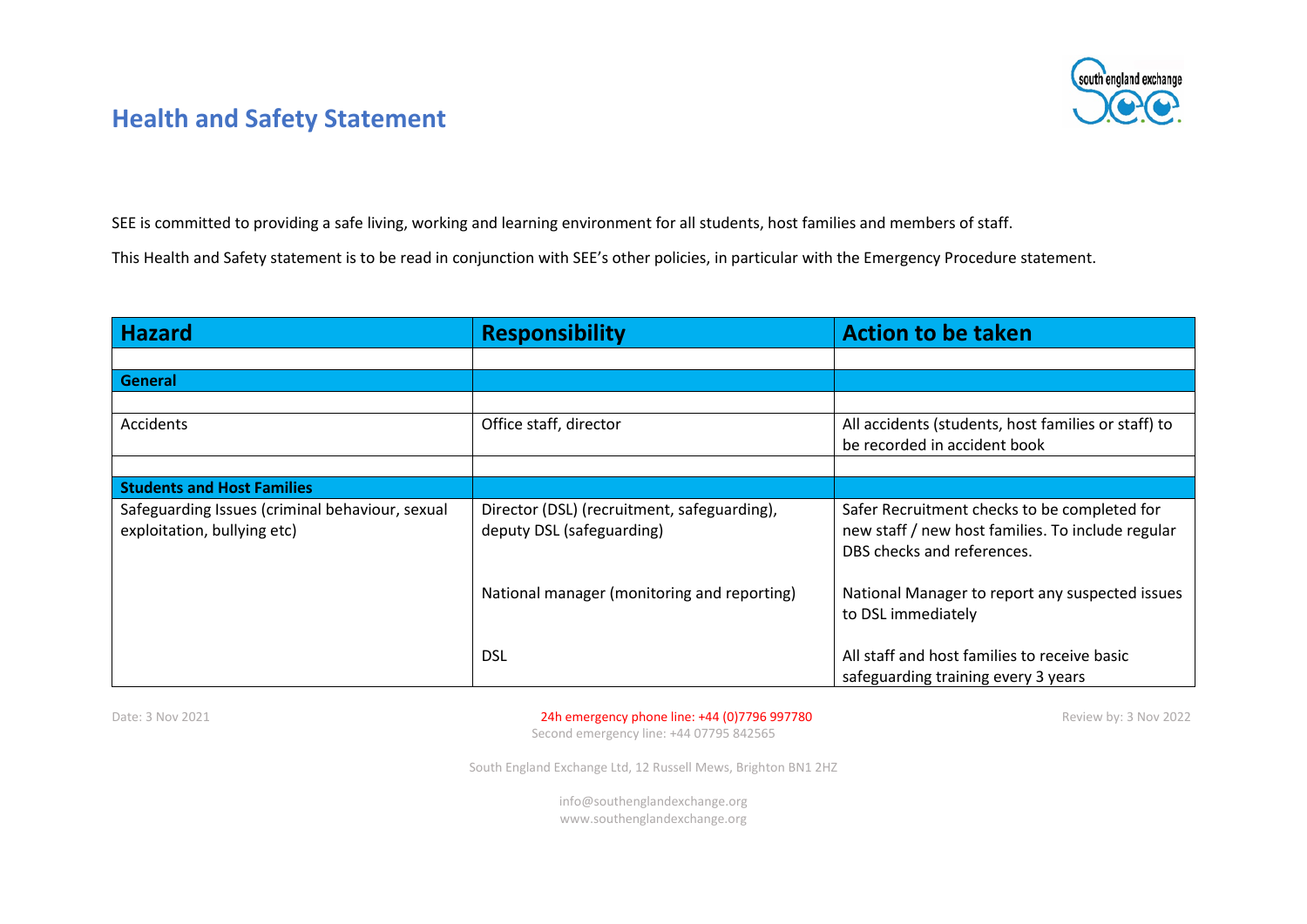# Health and Safety Statement

SEE is committed to providing a safe living, working and learning environment for all students, host families and members of staff.

This Health and Safety statement is to be read in conjunction with SEE's other policies, in particular with the Emergency Procedure statement.

| Hazard | Responsibility | Action to be taken |
|---|---|---|
| | | |
| **General** | | |
| | | |
| Accidents | Office staff, director | All accidents (students, host families or staff) to be recorded in accident book |
| | | |
| **Students and Host Families** | | |
| Safeguarding Issues (criminal behaviour, sexual exploitation, bullying etc) | Director (DSL) (recruitment, safeguarding), deputy DSL (safeguarding) | Safer Recruitment checks to be completed for new staff / new host families. To include regular DBS checks and references. |
| | National manager (monitoring and reporting) | National Manager to report any suspected issues to DSL immediately |
| | DSL | All staff and host families to receive basic safeguarding training every 3 years |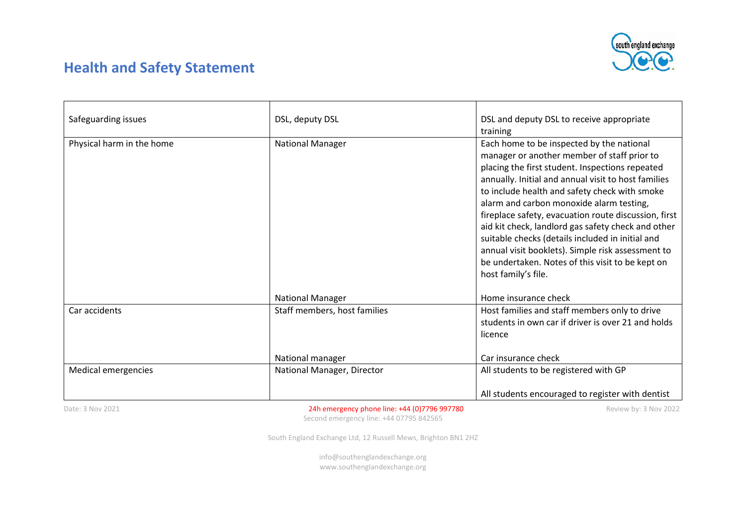## Health and Safety Statement

| | | |
|---|---|---|
| Safeguarding issues | DSL, deputy DSL | DSL and deputy DSL to receive appropriate training |
| Physical harm in the home | National Manager<br><br>National Manager | Each home to be inspected by the national manager or another member of staff prior to placing the first student. Inspections repeated annually. Initial and annual visit to host families to include health and safety check with smoke alarm and carbon monoxide alarm testing, fireplace safety, evacuation route discussion, first aid kit check, landlord gas safety check and other suitable checks (details included in initial and annual visit booklets). Simple risk assessment to be undertaken. Notes of this visit to be kept on host family's file.<br><br>Home insurance check |
| Car accidents | Staff members, host families<br><br>National manager | Host families and staff members only to drive students in own car if driver is over 21 and holds licence<br><br>Car insurance check |
| Medical emergencies | National Manager, Director | All students to be registered with GP<br><br>All students encouraged to register with dentist |

Date: 3 Nov 2021

24h emergency phone line: +44 (0)7796 997780
Second emergency line: +44 07795 842565

Review by: 3 Nov 2022

South England Exchange Ltd, 12 Russell Mews, Brighton BN1 2HZ

info@southenglandexchange.org
www.southenglandexchange.org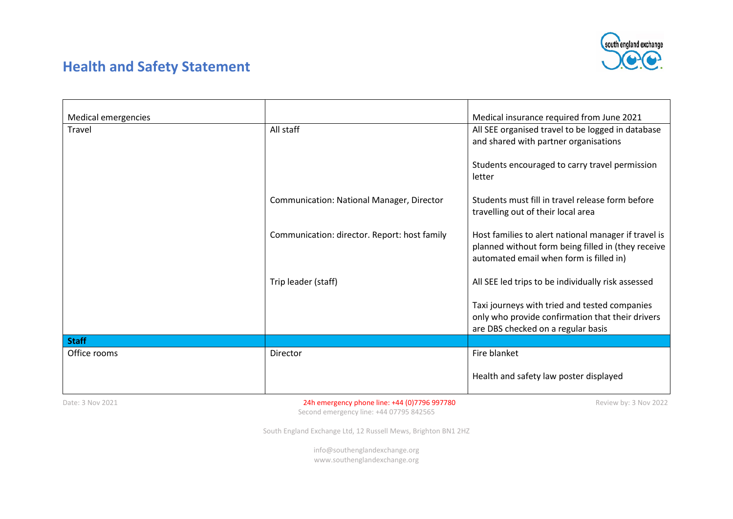## Health and Safety Statement

| | | |
|---|---|---|
| Medical emergencies | | Medical insurance required from June 2021 |
| Travel | All staff | All SEE organised travel to be logged in database and shared with partner organisations<br><br>Students encouraged to carry travel permission letter |
| | Communication: National Manager, Director | Students must fill in travel release form before travelling out of their local area |
| | Communication: director. Report: host family | Host families to alert national manager if travel is planned without form being filled in (they receive automated email when form is filled in) |
| | Trip leader (staff) | All SEE led trips to be individually risk assessed<br><br>Taxi journeys with tried and tested companies only who provide confirmation that their drivers are DBS checked on a regular basis |
| **Staff** | | |
| Office rooms | Director | Fire blanket<br><br>Health and safety law poster displayed |

Date: 3 Nov 2021

24h emergency phone line: +44 (0)7796 997780
Second emergency line: +44 07795 842565

Review by: 3 Nov 2022

South England Exchange Ltd, 12 Russell Mews, Brighton BN1 2HZ

info@southenglandexchange.org
www.southenglandexchange.org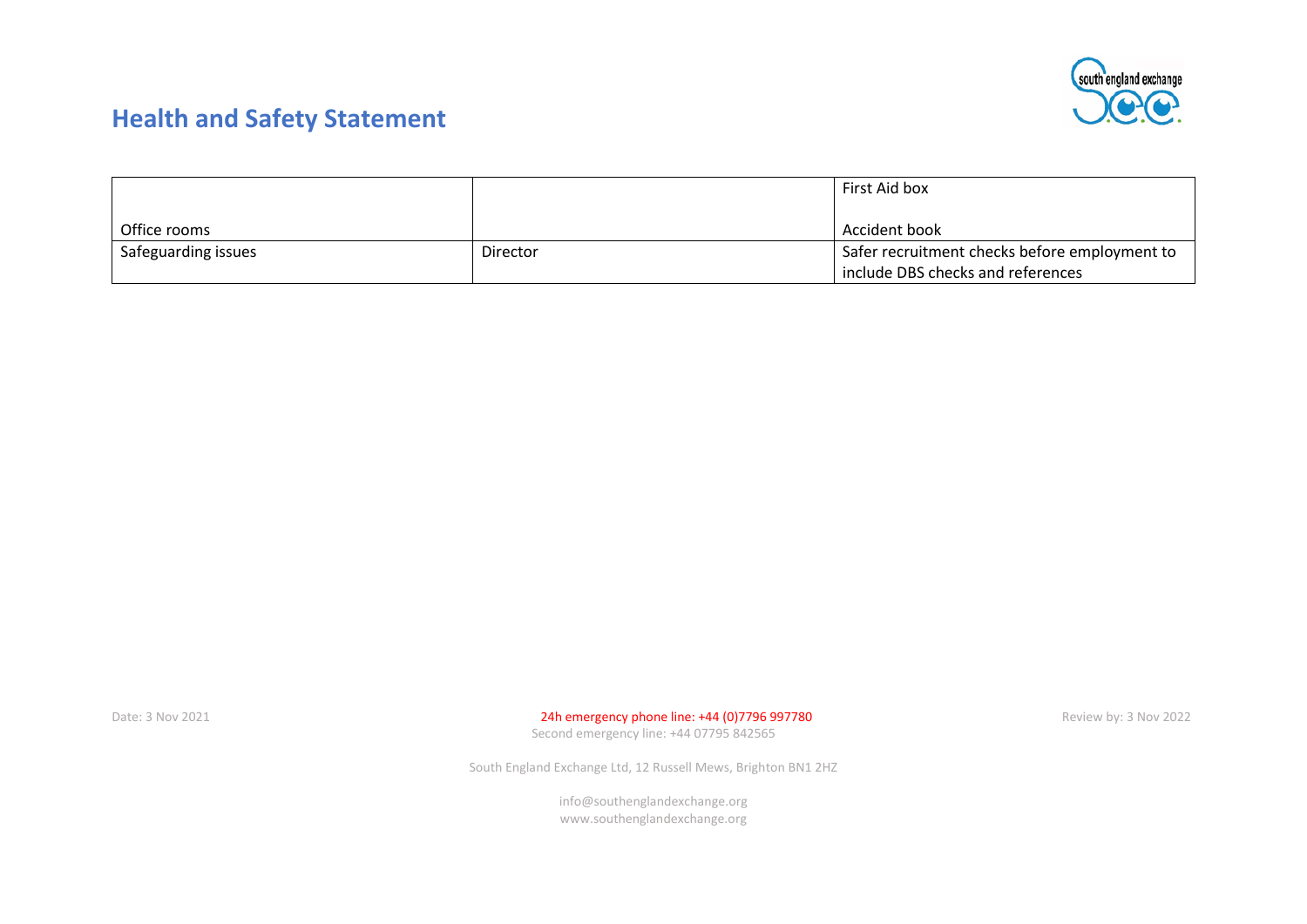# Health and Safety Statement

| | | |
|---|---|---|
| Office rooms | | First Aid box<br><br>Accident book |
| Safeguarding issues | Director | Safer recruitment checks before employment to include DBS checks and references |

Date: 3 Nov 2021

24h emergency phone line: +44 (0)7796 997780
Second emergency line: +44 07795 842565

Review by: 3 Nov 2022

South England Exchange Ltd, 12 Russell Mews, Brighton BN1 2HZ

info@southenglandexchange.org
www.southenglandexchange.org